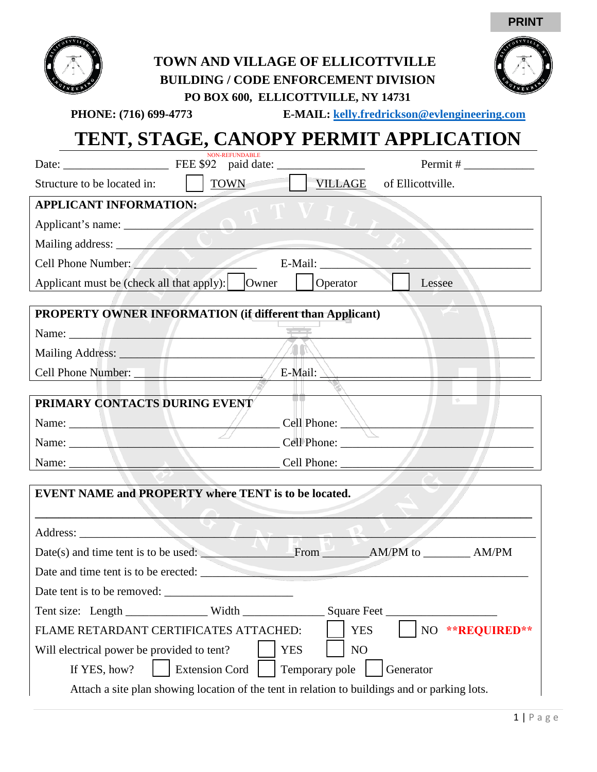PRINT

# TOWN AND VILLAGE OF ELLICOTTVILLE

**BUILDING / CODE ENFORCEMENT DIVISION**

**PO BOX 600, ELLICOTTVILLE, NY 14731**

**PHONE: (716) 699-4773** **E-MAIL: kelly.fredrickson@evlengineering.com**

# TENT, STAGE, CANOPY PERMIT APPLICATION

Date: __________________ FEE $92 (NON-REFUNDABLE) paid date: _______________ Permit # ____________

Structure to be located in: ☐ TOWN ☐ VILLAGE of Ellicottville.

**APPLICANT INFORMATION:**

Applicant's name: ______________________________________________

Mailing address: ______________________________________________

Cell Phone Number: ____________________ E-Mail: ____________________

Applicant must be (check all that apply): ☐ Owner ☐ Operator ☐ Lessee

**PROPERTY OWNER INFORMATION (if different than Applicant)**

Name: ______________________________________________

Mailing Address: ______________________________________________

Cell Phone Number: ____________________ E-Mail: ____________________

**PRIMARY CONTACTS DURING EVENT**

Name: ______________________ Cell Phone: ______________________

Name: ______________________ Cell Phone: ______________________

Name: ______________________ Cell Phone: ______________________

**EVENT NAME and PROPERTY where TENT is to be located.**

______________________________________________

Address: ______________________________________________

Date(s) and time tent is to be used: ______________ From ________ AM/PM to ________ AM/PM

Date and time tent is to be erected: ______________________________

Date tent is to be removed: ______________________

Tent size: Length ______________ Width ______________ Square Feet ________________

FLAME RETARDANT CERTIFICATES ATTACHED: ☐ YES ☐ NO **\*\*REQUIRED\*\***

Will electrical power be provided to tent? ☐ YES ☐ NO

If YES, how? ☐ Extension Cord ☐ Temporary pole ☐ Generator

Attach a site plan showing location of the tent in relation to buildings and or parking lots.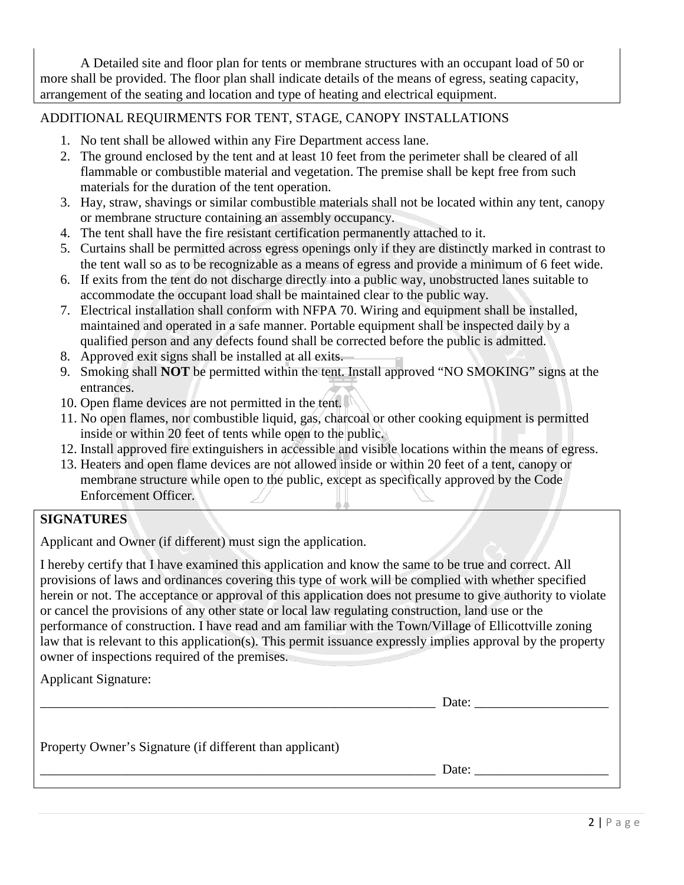A Detailed site and floor plan for tents or membrane structures with an occupant load of 50 or more shall be provided. The floor plan shall indicate details of the means of egress, seating capacity, arrangement of the seating and location and type of heating and electrical equipment.

## ADDITIONAL REQUIRMENTS FOR TENT, STAGE, CANOPY INSTALLATIONS

1. No tent shall be allowed within any Fire Department access lane.
2. The ground enclosed by the tent and at least 10 feet from the perimeter shall be cleared of all flammable or combustible material and vegetation. The premise shall be kept free from such materials for the duration of the tent operation.
3. Hay, straw, shavings or similar combustible materials shall not be located within any tent, canopy or membrane structure containing an assembly occupancy.
4. The tent shall have the fire resistant certification permanently attached to it.
5. Curtains shall be permitted across egress openings only if they are distinctly marked in contrast to the tent wall so as to be recognizable as a means of egress and provide a minimum of 6 feet wide.
6. If exits from the tent do not discharge directly into a public way, unobstructed lanes suitable to accommodate the occupant load shall be maintained clear to the public way.
7. Electrical installation shall conform with NFPA 70. Wiring and equipment shall be installed, maintained and operated in a safe manner. Portable equipment shall be inspected daily by a qualified person and any defects found shall be corrected before the public is admitted.
8. Approved exit signs shall be installed at all exits.
9. Smoking shall **NOT** be permitted within the tent. Install approved "NO SMOKING" signs at the entrances.
10. Open flame devices are not permitted in the tent.
11. No open flames, nor combustible liquid, gas, charcoal or other cooking equipment is permitted inside or within 20 feet of tents while open to the public.
12. Install approved fire extinguishers in accessible and visible locations within the means of egress.
13. Heaters and open flame devices are not allowed inside or within 20 feet of a tent, canopy or membrane structure while open to the public, except as specifically approved by the Code Enforcement Officer.

## SIGNATURES

Applicant and Owner (if different) must sign the application.

I hereby certify that I have examined this application and know the same to be true and correct. All provisions of laws and ordinances covering this type of work will be complied with whether specified herein or not. The acceptance or approval of this application does not presume to give authority to violate or cancel the provisions of any other state or local law regulating construction, land use or the performance of construction. I have read and am familiar with the Town/Village of Ellicottville zoning law that is relevant to this application(s). This permit issuance expressly implies approval by the property owner of inspections required of the premises.

Applicant Signature:

_______________________________________________________________ Date: ____________________

Property Owner's Signature (if different than applicant)

_______________________________________________________________ Date: ____________________